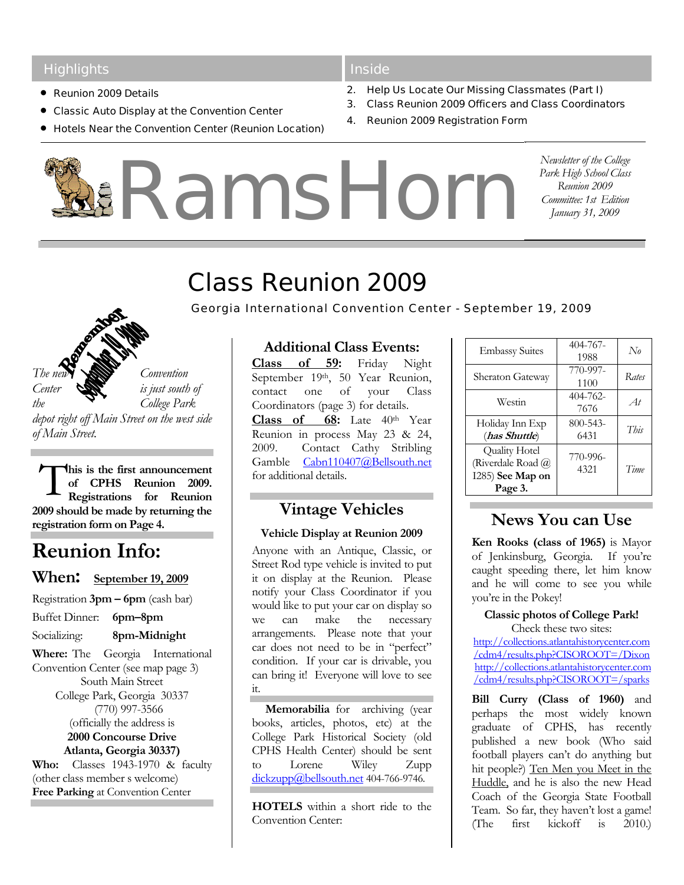## Highlights

- Reunion 2009 Details
- Classic Auto Display at the Convention Center
- Hotels Near the Convention Center (Reunion Location)

## Inside

2. Help Us Locate Our Missing Classmates (Part I)
3. Class Reunion 2009 Officers and Class Coordinators
4. Reunion 2009 Registration Form

# RamsHorn

*Newsletter of the College Park High School Class Reunion 2009 Committee: 1st Edition January 31, 2009*

# Class Reunion 2009

Georgia International Convention Center - September 19, 2009

Remember September 19, 2009

*The new Convention Center is just south of the College Park depot right off Main Street on the west side of Main Street.*

**This is the first announcement of CPHS Reunion 2009. Registrations for Reunion 2009 should be made by returning the registration form on Page 4.**

## Reunion Info:

### When: <u>September 19, 2009</u>

Registration **3pm – 6pm** (cash bar)

Buffet Dinner: **6pm–8pm**

Socializing: **8pm-Midnight**

**Where:** The Georgia International Convention Center (see map page 3)
South Main Street
College Park, Georgia 30337
(770) 997-3566
(officially the address is
**2000 Concourse Drive**
**Atlanta, Georgia 30337)**

**Who:** Classes 1943-1970 & faculty (other class member s welcome)

**Free Parking** at Convention Center

### Additional Class Events:

**<u>Class of 59:</u>** Friday Night September 19th, 50 Year Reunion, contact one of your Class Coordinators (page 3) for details.

**<u>Class of 68:</u>** Late 40th Year Reunion in process May 23 & 24, 2009. Contact Cathy Stribling Gamble Cabn110407@Bellsouth.net for additional details.

### Vintage Vehicles

**Vehicle Display at Reunion 2009**

Anyone with an Antique, Classic, or Street Rod type vehicle is invited to put it on display at the Reunion. Please notify your Class Coordinator if you would like to put your car on display so we can make the necessary arrangements. Please note that your car does not need to be in "perfect" condition. If your car is drivable, you can bring it! Everyone will love to see it.

**Memorabilia** for archiving (year books, articles, photos, etc) at the College Park Historical Society (old CPHS Health Center) should be sent to Lorene Wiley Zupp dickzupp@bellsouth.net 404-766-9746.

**HOTELS** within a short ride to the Convention Center:

| | | |
|---|---|---|
| Embassy Suites | 404-767-1988 | *No* |
| Sheraton Gateway | 770-997-1100 | *Rates* |
| Westin | 404-762-7676 | *At* |
| Holiday Inn Exp (***has Shuttle***) | 800-543-6431 | *This* |
| Quality Hotel (Riverdale Road @ I285) **See Map on Page 3.** | 770-996-4321 | *Time* |

### News You can Use

**Ken Rooks (class of 1965)** is Mayor of Jenkinsburg, Georgia. If you're caught speeding there, let him know and he will come to see you while you're in the Pokey!

**Classic photos of College Park!**

Check these two sites:
http://collections.atlantahistorycenter.com/cdm4/results.php?CISOROOT=/Dixon
http://collections.atlantahistorycenter.com/cdm4/results.php?CISOROOT=/sparks

**Bill Curry (Class of 1960)** and perhaps the most widely known graduate of CPHS, has recently published a new book (Who said football players can't do anything but hit people?) <u>Ten Men you Meet in the Huddle</u>, and he is also the new Head Coach of the Georgia State Football Team. So far, they haven't lost a game! (The first kickoff is 2010.)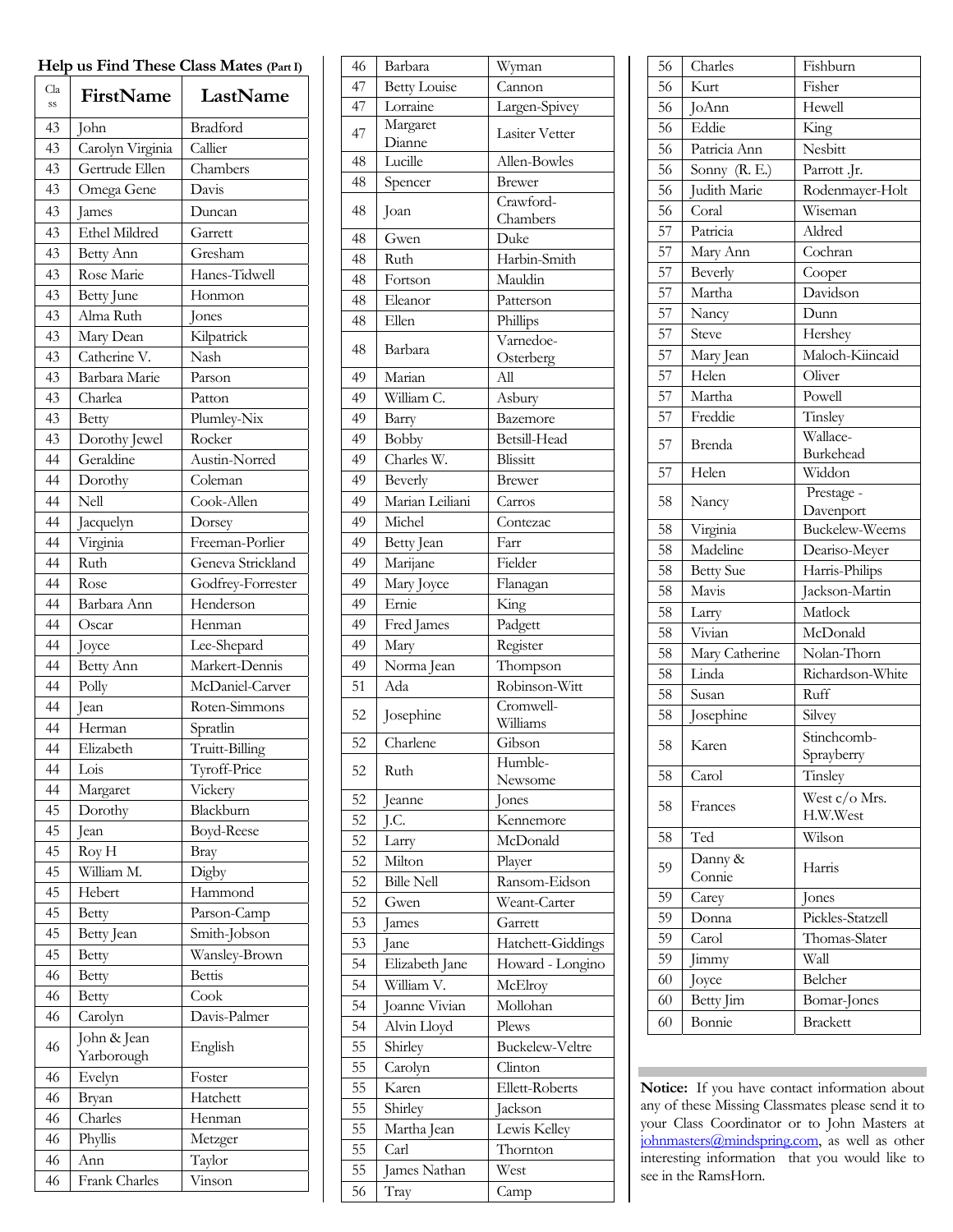## Help us Find These Class Mates (Part I)

| Class | FirstName | LastName |
|---|---|---|
| 43 | John | Bradford |
| 43 | Carolyn Virginia | Callier |
| 43 | Gertrude Ellen | Chambers |
| 43 | Omega Gene | Davis |
| 43 | James | Duncan |
| 43 | Ethel Mildred | Garrett |
| 43 | Betty Ann | Gresham |
| 43 | Rose Marie | Hanes-Tidwell |
| 43 | Betty June | Honmon |
| 43 | Alma Ruth | Jones |
| 43 | Mary Dean | Kilpatrick |
| 43 | Catherine V. | Nash |
| 43 | Barbara Marie | Parson |
| 43 | Charlea | Patton |
| 43 | Betty | Plumley-Nix |
| 43 | Dorothy Jewel | Rocker |
| 44 | Geraldine | Austin-Norred |
| 44 | Dorothy | Coleman |
| 44 | Nell | Cook-Allen |
| 44 | Jacquelyn | Dorsey |
| 44 | Virginia | Freeman-Porlier |
| 44 | Ruth | Geneva Strickland |
| 44 | Rose | Godfrey-Forrester |
| 44 | Barbara Ann | Henderson |
| 44 | Oscar | Henman |
| 44 | Joyce | Lee-Shepard |
| 44 | Betty Ann | Markert-Dennis |
| 44 | Polly | McDaniel-Carver |
| 44 | Jean | Roten-Simmons |
| 44 | Herman | Spratlin |
| 44 | Elizabeth | Truitt-Billing |
| 44 | Lois | Tyroff-Price |
| 44 | Margaret | Vickery |
| 45 | Dorothy | Blackburn |
| 45 | Jean | Boyd-Reese |
| 45 | Roy H | Bray |
| 45 | William M. | Digby |
| 45 | Hebert | Hammond |
| 45 | Betty | Parson-Camp |
| 45 | Betty Jean | Smith-Jobson |
| 45 | Betty | Wansley-Brown |
| 46 | Betty | Bettis |
| 46 | Betty | Cook |
| 46 | Carolyn | Davis-Palmer |
| 46 | John & Jean Yarborough | English |
| 46 | Evelyn | Foster |
| 46 | Bryan | Hatchett |
| 46 | Charles | Henman |
| 46 | Phyllis | Metzger |
| 46 | Ann | Taylor |
| 46 | Frank Charles | Vinson |
| 46 | Barbara | Wyman |
| 47 | Betty Louise | Cannon |
| 47 | Lorraine | Largen-Spivey |
| 47 | Margaret Dianne | Lasiter Vetter |
| 48 | Lucille | Allen-Bowles |
| 48 | Spencer | Brewer |
| 48 | Joan | Crawford-Chambers |
| 48 | Gwen | Duke |
| 48 | Ruth | Harbin-Smith |
| 48 | Fortson | Mauldin |
| 48 | Eleanor | Patterson |
| 48 | Ellen | Phillips |
| 48 | Barbara | Varnedoe-Osterberg |
| 49 | Marian | All |
| 49 | William C. | Asbury |
| 49 | Barry | Bazemore |
| 49 | Bobby | Betsill-Head |
| 49 | Charles W. | Blissitt |
| 49 | Beverly | Brewer |
| 49 | Marian Leiliani | Carros |
| 49 | Michel | Contezac |
| 49 | Betty Jean | Farr |
| 49 | Marijane | Fielder |
| 49 | Mary Joyce | Flanagan |
| 49 | Ernie | King |
| 49 | Fred James | Padgett |
| 49 | Mary | Register |
| 49 | Norma Jean | Thompson |
| 51 | Ada | Robinson-Witt |
| 52 | Josephine | Cromwell-Williams |
| 52 | Charlene | Gibson |
| 52 | Ruth | Humble-Newsome |
| 52 | Jeanne | Jones |
| 52 | J.C. | Kennemore |
| 52 | Larry | McDonald |
| 52 | Milton | Player |
| 52 | Bille Nell | Ransom-Eidson |
| 52 | Gwen | Weant-Carter |
| 53 | James | Garrett |
| 53 | Jane | Hatchett-Giddings |
| 54 | Elizabeth Jane | Howard - Longino |
| 54 | William V. | McElroy |
| 54 | Joanne Vivian | Mollohan |
| 54 | Alvin Lloyd | Plews |
| 55 | Shirley | Buckelew-Veltre |
| 55 | Carolyn | Clinton |
| 55 | Karen | Ellett-Roberts |
| 55 | Shirley | Jackson |
| 55 | Martha Jean | Lewis Kelley |
| 55 | Carl | Thornton |
| 55 | James Nathan | West |
| 56 | Tray | Camp |
| 56 | Charles | Fishburn |
| 56 | Kurt | Fisher |
| 56 | JoAnn | Hewell |
| 56 | Eddie | King |
| 56 | Patricia Ann | Nesbitt |
| 56 | Sonny (R. E.) | Parrott .Jr. |
| 56 | Judith Marie | Rodenmayer-Holt |
| 56 | Coral | Wiseman |
| 57 | Patricia | Aldred |
| 57 | Mary Ann | Cochran |
| 57 | Beverly | Cooper |
| 57 | Martha | Davidson |
| 57 | Nancy | Dunn |
| 57 | Steve | Hershey |
| 57 | Mary Jean | Maloch-Kiincaid |
| 57 | Helen | Oliver |
| 57 | Martha | Powell |
| 57 | Freddie | Tinsley |
| 57 | Brenda | Wallace-Burkehead |
| 57 | Helen | Widdon |
| 58 | Nancy | Prestage - Davenport |
| 58 | Virginia | Buckelew-Weems |
| 58 | Madeline | Deariso-Meyer |
| 58 | Betty Sue | Harris-Philips |
| 58 | Mavis | Jackson-Martin |
| 58 | Larry | Matlock |
| 58 | Vivian | McDonald |
| 58 | Mary Catherine | Nolan-Thorn |
| 58 | Linda | Richardson-White |
| 58 | Susan | Ruff |
| 58 | Josephine | Silvey |
| 58 | Karen | Stinchcomb-Sprayberry |
| 58 | Carol | Tinsley |
| 58 | Frances | West c/o Mrs. H.W.West |
| 58 | Ted | Wilson |
| 59 | Danny & Connie | Harris |
| 59 | Carey | Jones |
| 59 | Donna | Pickles-Statzell |
| 59 | Carol | Thomas-Slater |
| 59 | Jimmy | Wall |
| 60 | Joyce | Belcher |
| 60 | Betty Jim | Bomar-Jones |
| 60 | Bonnie | Brackett |

**Notice:** If you have contact information about any of these Missing Classmates please send it to your Class Coordinator or to John Masters at johnmasters@mindspring.com, as well as other interesting information that you would like to see in the RamsHorn.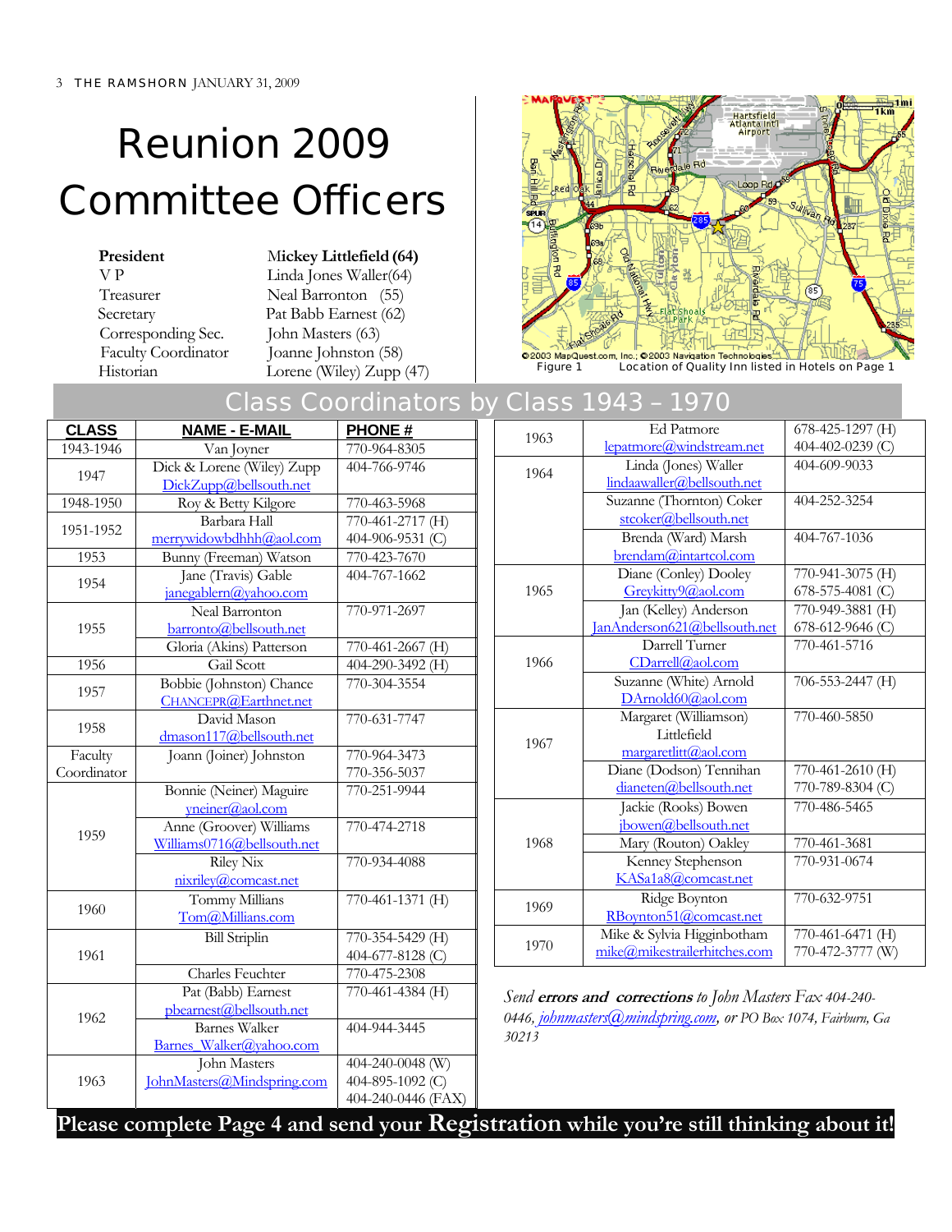# Reunion 2009 Committee Officers

| | |
|---|---|
| **President** | **Mickey Littlefield (64)** |
| V P | Linda Jones Waller(64) |
| Treasurer | Neal Barronton (55) |
| Secretary | Pat Babb Earnest (62) |
| Corresponding Sec. | John Masters (63) |
| Faculty Coordinator | Joanne Johnston (58) |
| Historian | Lorene (Wiley) Zupp (47) |

Figure 1 Location of Quality Inn listed in Hotels on Page 1

## Class Coordinators by Class 1943 – 1970

| CLASS | NAME - E-MAIL | PHONE # |
|---|---|---|
| 1943-1946 | Van Joyner | 770-964-8305 |
| 1947 | Dick & Lorene (Wiley) Zupp DickZupp@bellsouth.net | 404-766-9746 |
| 1948-1950 | Roy & Betty Kilgore | 770-463-5968 |
| 1951-1952 | Barbara Hall merrywidowbdhhh@aol.com | 770-461-2717 (H) 404-906-9531 (C) |
| 1953 | Bunny (Freeman) Watson | 770-423-7670 |
| 1954 | Jane (Travis) Gable janegablern@yahoo.com | 404-767-1662 |
| 1955 | Neal Barronton barronto@bellsouth.net | 770-971-2697 |
| | Gloria (Akins) Patterson | 770-461-2667 (H) |
| 1956 | Gail Scott | 404-290-3492 (H) |
| 1957 | Bobbie (Johnston) Chance CHANCEPR@Earthnet.net | 770-304-3554 |
| 1958 | David Mason dmason117@bellsouth.net | 770-631-7747 |
| Faculty Coordinator | Joann (Joiner) Johnston | 770-964-3473 770-356-5037 |
| 1959 | Bonnie (Neiner) Maguire yneiner@aol.com | 770-251-9944 |
| | Anne (Groover) Williams Williams0716@bellsouth.net | 770-474-2718 |
| | Riley Nix nixriley@comcast.net | 770-934-4088 |
| 1960 | Tommy Millians Tom@Millians.com | 770-461-1371 (H) |
| 1961 | Bill Striplin | 770-354-5429 (H) 404-677-8128 (C) |
| | Charles Feuchter | 770-475-2308 |
| 1962 | Pat (Babb) Earnest pbearnest@bellsouth.net | 770-461-4384 (H) |
| | Barnes Walker Barnes_Walker@yahoo.com | 404-944-3445 |
| 1963 | John Masters JohnMasters@Mindspring.com | 404-240-0048 (W) 404-895-1092 (C) 404-240-0446 (FAX) |
| 1963 | Ed Patmore lepatmore@windstream.net | 678-425-1297 (H) 404-402-0239 (C) |
| 1964 | Linda (Jones) Waller lindaawaller@bellsouth.net | 404-609-9033 |
| | Suzanne (Thornton) Coker stcoker@bellsouth.net | 404-252-3254 |
| | Brenda (Ward) Marsh brendam@intartcol.com | 404-767-1036 |
| 1965 | Diane (Conley) Dooley Greykitty9@aol.com | 770-941-3075 (H) 678-575-4081 (C) |
| | Jan (Kelley) Anderson JanAnderson621@bellsouth.net | 770-949-3881 (H) 678-612-9646 (C) |
| 1966 | Darrell Turner CDarrell@aol.com | 770-461-5716 |
| | Suzanne (White) Arnold DArnold60@aol.com | 706-553-2447 (H) |
| 1967 | Margaret (Williamson) Littlefield margaretlitt@aol.com | 770-460-5850 |
| | Diane (Dodson) Tennihan dianeten@bellsouth.net | 770-461-2610 (H) 770-789-8304 (C) |
| 1968 | Jackie (Rooks) Bowen jbowen@bellsouth.net | 770-486-5465 |
| | Mary (Routon) Oakley | 770-461-3681 |
| | Kenney Stephenson KASa1a8@comcast.net | 770-931-0674 |
| 1969 | Ridge Boynton RBoynton51@comcast.net | 770-632-9751 |
| 1970 | Mike & Sylvia Higginbotham mike@mikestrailerhitches.com | 770-461-6471 (H) 770-472-3777 (W) |

*Send **errors and corrections** to John Masters Fax 404-240-0446, johnmasters@mindspring.com, or PO Box 1074, Fairburn, Ga 30213*

**Please complete Page 4 and send your Registration while you're still thinking about it!**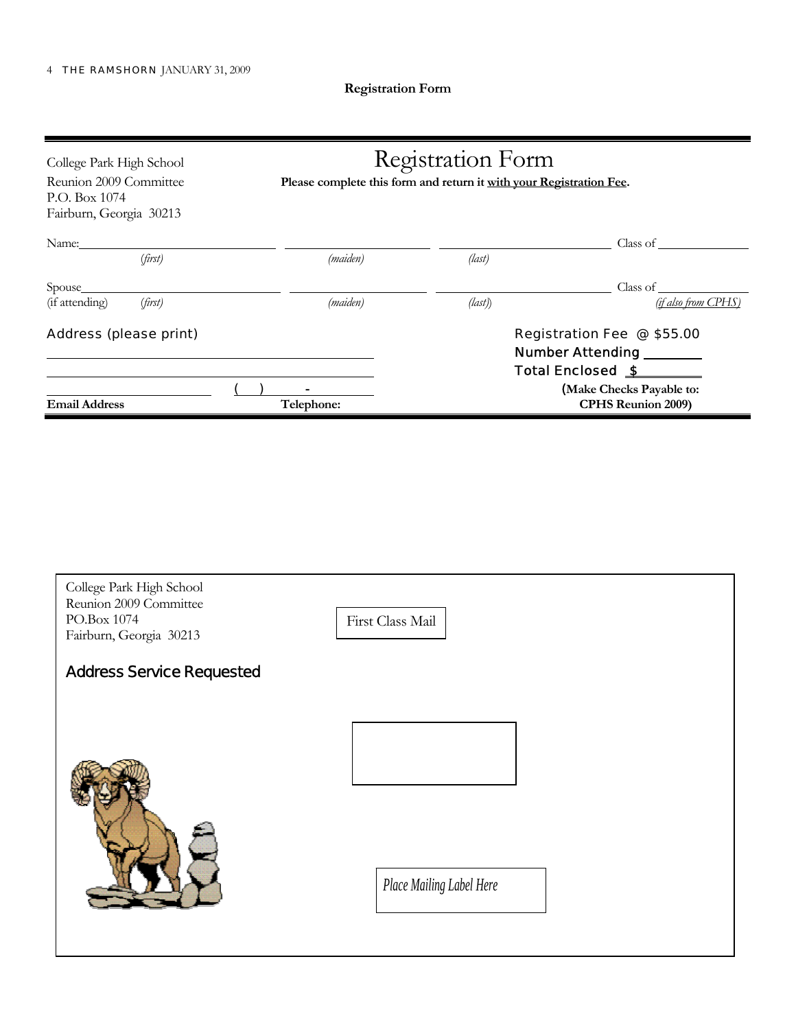**Registration Form**

College Park High School
Reunion 2009 Committee
P.O. Box 1074
Fairburn, Georgia 30213

# Registration Form

**Please complete this form and return it <u>with your Registration Fee</u>.**

Name: ______________________ ______________________ ______________________ Class of ____________
*(first)* *(maiden)* *(last)*

Spouse ______________________ ______________________ ______________________ Class of ____________
(if attending) *(first)* *(maiden)* *(last)* *(if also from CPHS)*

Address (please print)

______________________________________

______________________________________

Registration Fee @ $55.00

Number Attending ________

Total Enclosed $________

______________________ ( ) -

**Email Address** **Telephone:**

**(Make Checks Payable to: CPHS Reunion 2009)**

College Park High School
Reunion 2009 Committee
PO.Box 1074
Fairburn, Georgia 30213

First Class Mail

**Address Service Requested**

*Place Mailing Label Here*